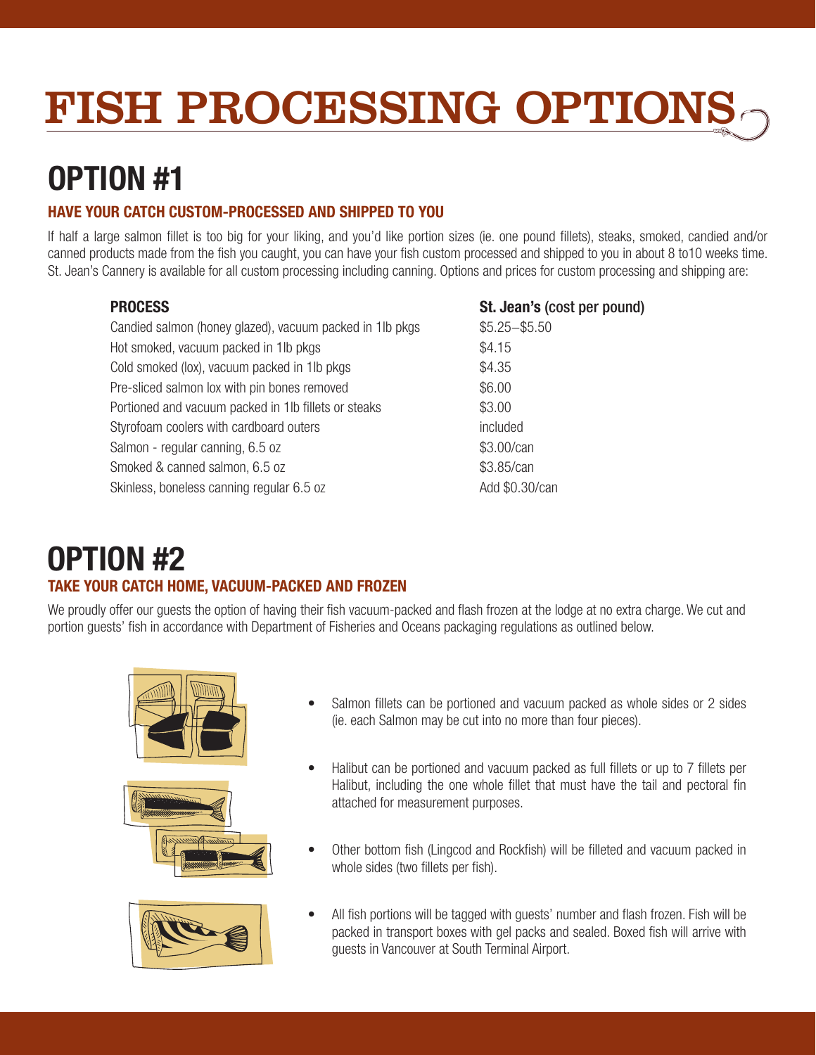# FISH PROCESSING OPTIONS

## OPTION #1

### HAVE YOUR CATCH CUSTOM-PROCESSED AND SHIPPED TO YOU

If half a large salmon fillet is too big for your liking, and you'd like portion sizes (ie. one pound fillets), steaks, smoked, candied and/or canned products made from the fish you caught, you can have your fish custom processed and shipped to you in about 8 to10 weeks time. St. Jean's Cannery is available for all custom processing including canning. Options and prices for custom processing and shipping are:

| PROCESS | St. Jean's (cost per pound) |
| --- | --- |
| Candied salmon (honey glazed), vacuum packed in 1lb pkgs | $5.25–$5.50 |
| Hot smoked, vacuum packed in 1lb pkgs | $4.15 |
| Cold smoked (lox), vacuum packed in 1lb pkgs | $4.35 |
| Pre-sliced salmon lox with pin bones removed | $6.00 |
| Portioned and vacuum packed in 1lb fillets or steaks | $3.00 |
| Styrofoam coolers with cardboard outers | included |
| Salmon - regular canning, 6.5 oz | $3.00/can |
| Smoked & canned salmon, 6.5 oz | $3.85/can |
| Skinless, boneless canning regular 6.5 oz | Add $0.30/can |

## OPTION #2

### TAKE YOUR CATCH HOME, VACUUM-PACKED AND FROZEN

We proudly offer our guests the option of having their fish vacuum-packed and flash frozen at the lodge at no extra charge. We cut and portion guests' fish in accordance with Department of Fisheries and Oceans packaging regulations as outlined below.

- Salmon fillets can be portioned and vacuum packed as whole sides or 2 sides (ie. each Salmon may be cut into no more than four pieces).
- Halibut can be portioned and vacuum packed as full fillets or up to 7 fillets per Halibut, including the one whole fillet that must have the tail and pectoral fin attached for measurement purposes.
- Other bottom fish (Lingcod and Rockfish) will be filleted and vacuum packed in whole sides (two fillets per fish).
- All fish portions will be tagged with guests' number and flash frozen. Fish will be packed in transport boxes with gel packs and sealed. Boxed fish will arrive with guests in Vancouver at South Terminal Airport.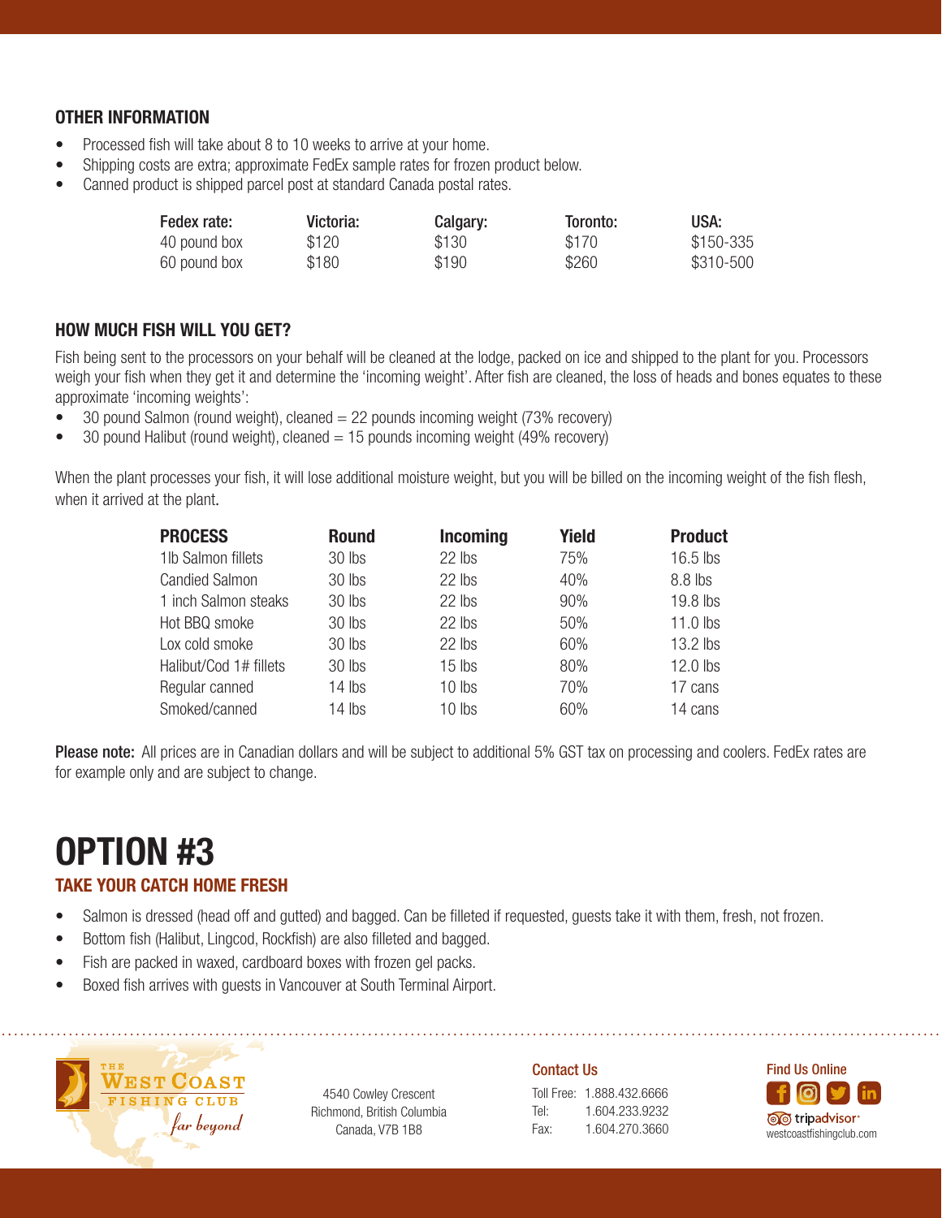## OTHER INFORMATION

- Processed fish will take about 8 to 10 weeks to arrive at your home.
- Shipping costs are extra; approximate FedEx sample rates for frozen product below.
- Canned product is shipped parcel post at standard Canada postal rates.

| Fedex rate: | Victoria: | Calgary: | Toronto: | USA: |
|---|---|---|---|---|
| 40 pound box | $120 | $130 | $170 | $150-335 |
| 60 pound box | $180 | $190 | $260 | $310-500 |

## HOW MUCH FISH WILL YOU GET?

Fish being sent to the processors on your behalf will be cleaned at the lodge, packed on ice and shipped to the plant for you. Processors weigh your fish when they get it and determine the 'incoming weight'. After fish are cleaned, the loss of heads and bones equates to these approximate 'incoming weights':

- 30 pound Salmon (round weight), cleaned = 22 pounds incoming weight (73% recovery)
- 30 pound Halibut (round weight), cleaned = 15 pounds incoming weight (49% recovery)

When the plant processes your fish, it will lose additional moisture weight, but you will be billed on the incoming weight of the fish flesh, when it arrived at the plant.

| PROCESS | Round | Incoming | Yield | Product |
|---|---|---|---|---|
| 1lb Salmon fillets | 30 lbs | 22 lbs | 75% | 16.5 lbs |
| Candied Salmon | 30 lbs | 22 lbs | 40% | 8.8 lbs |
| 1 inch Salmon steaks | 30 lbs | 22 lbs | 90% | 19.8 lbs |
| Hot BBQ smoke | 30 lbs | 22 lbs | 50% | 11.0 lbs |
| Lox cold smoke | 30 lbs | 22 lbs | 60% | 13.2 lbs |
| Halibut/Cod 1# fillets | 30 lbs | 15 lbs | 80% | 12.0 lbs |
| Regular canned | 14 lbs | 10 lbs | 70% | 17 cans |
| Smoked/canned | 14 lbs | 10 lbs | 60% | 14 cans |

**Please note:** All prices are in Canadian dollars and will be subject to additional 5% GST tax on processing and coolers. FedEx rates are for example only and are subject to change.

# OPTION #3

### TAKE YOUR CATCH HOME FRESH

- Salmon is dressed (head off and gutted) and bagged. Can be filleted if requested, guests take it with them, fresh, not frozen.
- Bottom fish (Halibut, Lingcod, Rockfish) are also filleted and bagged.
- Fish are packed in waxed, cardboard boxes with frozen gel packs.
- Boxed fish arrives with guests in Vancouver at South Terminal Airport.

THE WEST COAST FISHING CLUB *far beyond*

4540 Cowley Crescent
Richmond, British Columbia
Canada, V7B 1B8

**Contact Us**

Toll Free: 1.888.432.6666
Tel: 1.604.233.9232
Fax: 1.604.270.3660

**Find Us Online**

tripadvisor
westcoastfishingclub.com